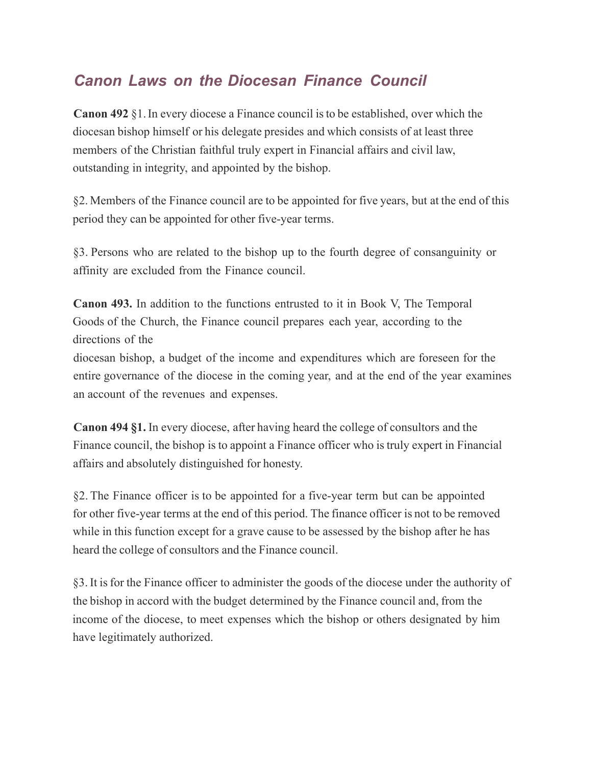## *Canon Laws on the Diocesan Finance Council*

**Canon 492** §1. In every diocese a Finance council is to be established, over which the diocesan bishop himself or his delegate presides and which consists of at least three members of the Christian faithful truly expert in Financial affairs and civil law, outstanding in integrity, and appointed by the bishop.

§2. Members of the Finance council are to be appointed for five years, but at the end of this period they can be appointed for other five-year terms.

§3. Persons who are related to the bishop up to the fourth degree of consanguinity or affinity are excluded from the Finance council.

**Canon 493.** In addition to the functions entrusted to it in Book V, The Temporal Goods of the Church, the Finance council prepares each year, according to the directions of the diocesan bishop, a budget of the income and expenditures which are foreseen for the entire governance of the diocese in the coming year, and at the end of the year examines an account of the revenues and expenses.

**Canon 494 §1.** In every diocese, after having heard the college of consultors and the Finance council, the bishop is to appoint a Finance officer who is truly expert in Financial affairs and absolutely distinguished for honesty.

§2. The Finance officer is to be appointed for a five-year term but can be appointed for other five-year terms at the end of this period. The finance officer is not to be removed while in this function except for a grave cause to be assessed by the bishop after he has heard the college of consultors and the Finance council.

§3. It is for the Finance officer to administer the goods of the diocese under the authority of the bishop in accord with the budget determined by the Finance council and, from the income of the diocese, to meet expenses which the bishop or others designated by him have legitimately authorized.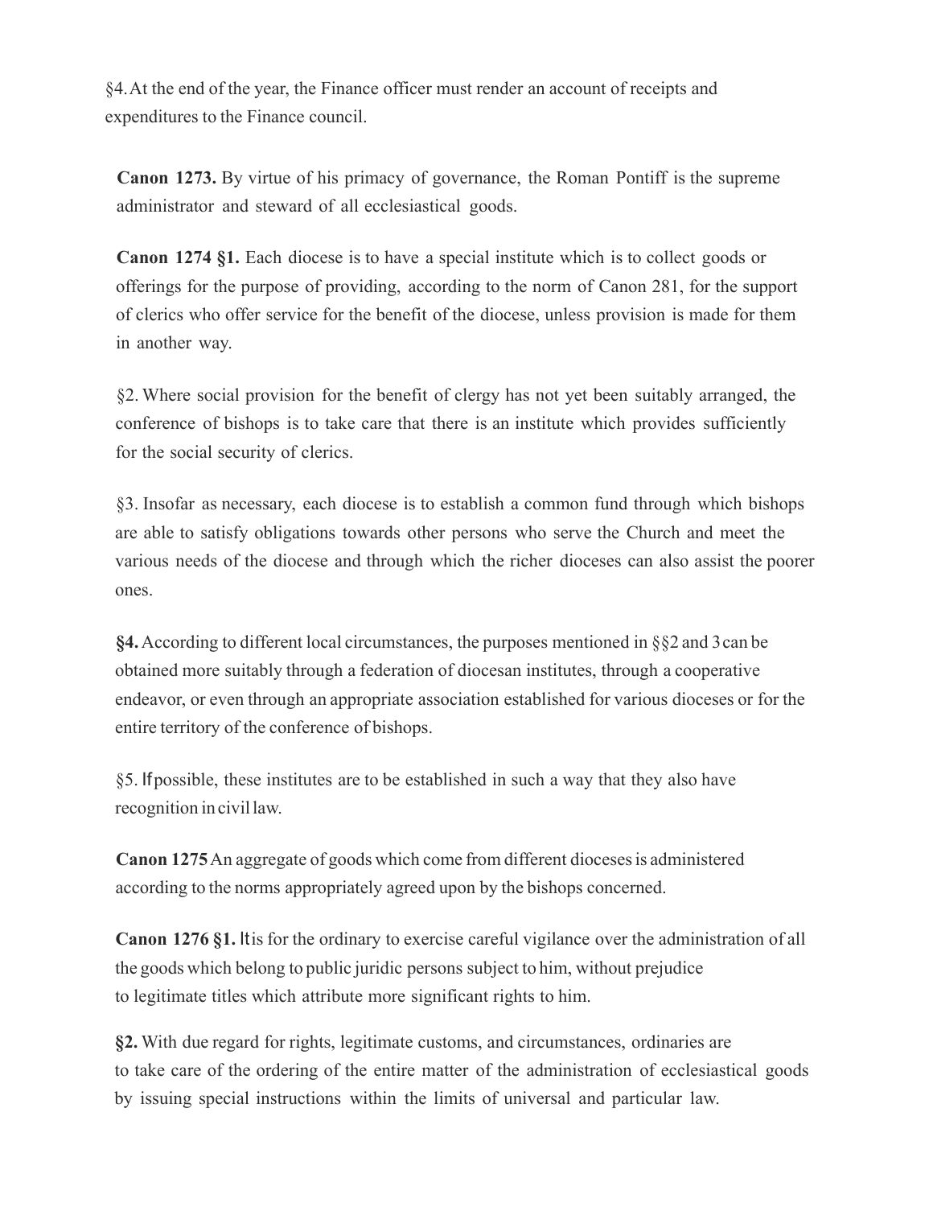§4. At the end of the year, the Finance officer must render an account of receipts and expenditures to the Finance council.

**Canon 1273.** By virtue of his primacy of governance, the Roman Pontiff is the supreme administrator and steward of all ecclesiastical goods.

**Canon 1274 §1.** Each diocese is to have a special institute which is to collect goods or offerings for the purpose of providing, according to the norm of Canon 281, for the support of clerics who offer service for the benefit of the diocese, unless provision is made for them in another way.

§2. Where social provision for the benefit of clergy has not yet been suitably arranged, the conference of bishops is to take care that there is an institute which provides sufficiently for the social security of clerics.

§3. Insofar as necessary, each diocese is to establish a common fund through which bishops are able to satisfy obligations towards other persons who serve the Church and meet the various needs of the diocese and through which the richer dioceses can also assist the poorer ones.

**§4.** According to different local circumstances, the purposes mentioned in §§2 and 3 can be obtained more suitably through a federation of diocesan institutes, through a cooperative endeavor, or even through an appropriate association established for various dioceses or for the entire territory of the conference of bishops.

§5. If possible, these institutes are to be established in such a way that they also have recognition in civil law.

**Canon 1275** An aggregate of goods which come from different dioceses is administered according to the norms appropriately agreed upon by the bishops concerned.

**Canon 1276 §1.** It is for the ordinary to exercise careful vigilance over the administration of all the goods which belong to public juridic persons subject to him, without prejudice to legitimate titles which attribute more significant rights to him.

**§2.** With due regard for rights, legitimate customs, and circumstances, ordinaries are to take care of the ordering of the entire matter of the administration of ecclesiastical goods by issuing special instructions within the limits of universal and particular law.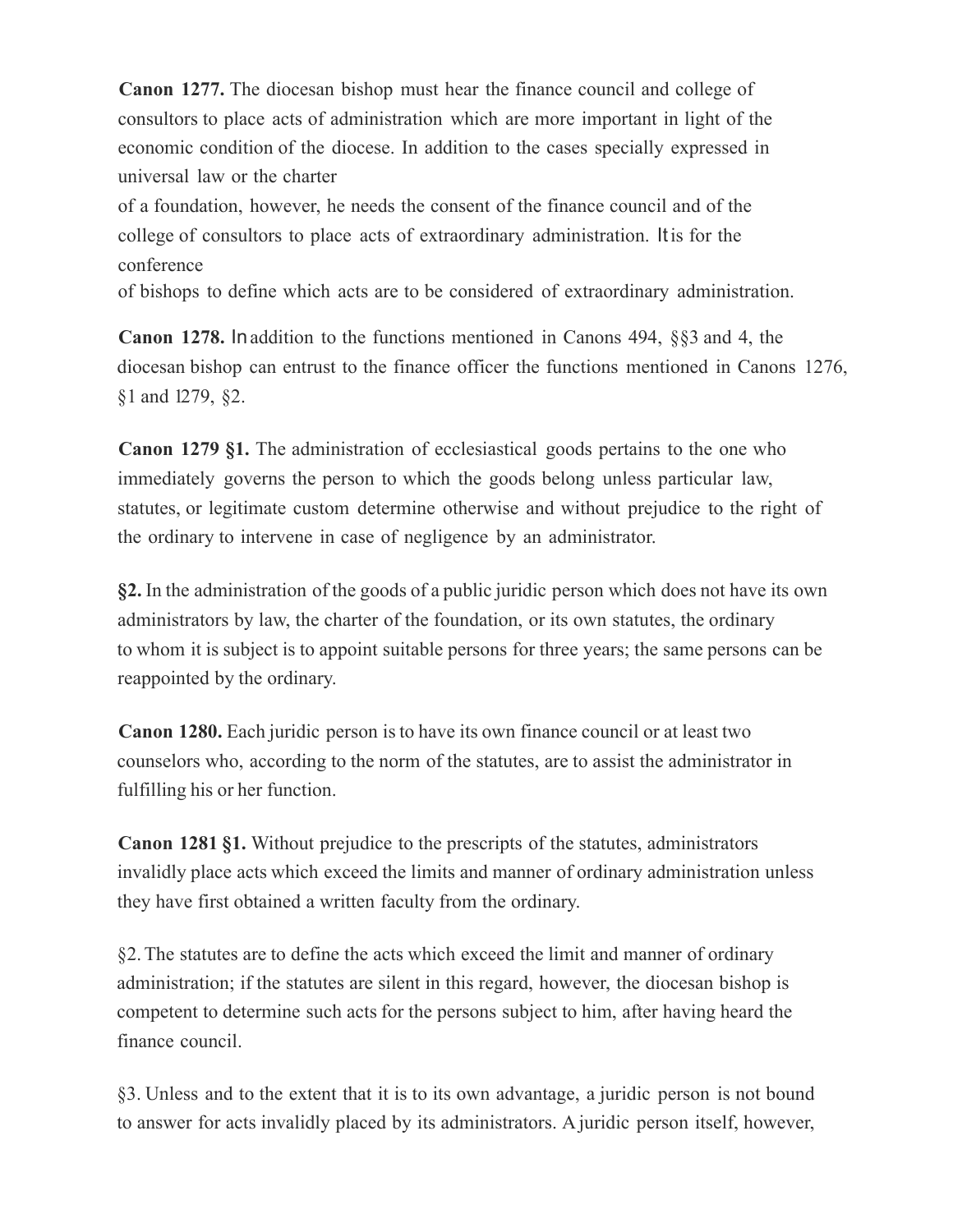**Canon 1277.** The diocesan bishop must hear the finance council and college of consultors to place acts of administration which are more important in light of the economic condition of the diocese. In addition to the cases specially expressed in universal law or the charter of a foundation, however, he needs the consent of the finance council and of the college of consultors to place acts of extraordinary administration. It is for the conference of bishops to define which acts are to be considered of extraordinary administration.

**Canon 1278.** In addition to the functions mentioned in Canons 494, §§3 and 4, the diocesan bishop can entrust to the finance officer the functions mentioned in Canons 1276, §1 and 1279, §2.

**Canon 1279 §1.** The administration of ecclesiastical goods pertains to the one who immediately governs the person to which the goods belong unless particular law, statutes, or legitimate custom determine otherwise and without prejudice to the right of the ordinary to intervene in case of negligence by an administrator.

**§2.** In the administration of the goods of a public juridic person which does not have its own administrators by law, the charter of the foundation, or its own statutes, the ordinary to whom it is subject is to appoint suitable persons for three years; the same persons can be reappointed by the ordinary.

**Canon 1280.** Each juridic person is to have its own finance council or at least two counselors who, according to the norm of the statutes, are to assist the administrator in fulfilling his or her function.

**Canon 1281 §1.** Without prejudice to the prescripts of the statutes, administrators invalidly place acts which exceed the limits and manner of ordinary administration unless they have first obtained a written faculty from the ordinary.

§2. The statutes are to define the acts which exceed the limit and manner of ordinary administration; if the statutes are silent in this regard, however, the diocesan bishop is competent to determine such acts for the persons subject to him, after having heard the finance council.

§3. Unless and to the extent that it is to its own advantage, a juridic person is not bound to answer for acts invalidly placed by its administrators. A juridic person itself, however,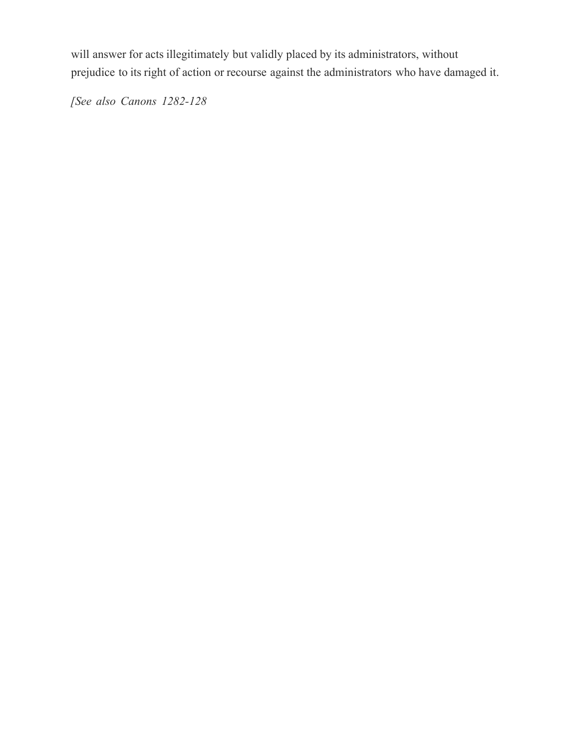will answer for acts illegitimately but validly placed by its administrators, without prejudice to its right of action or recourse against the administrators who have damaged it.

*[See also Canons 1282-128*